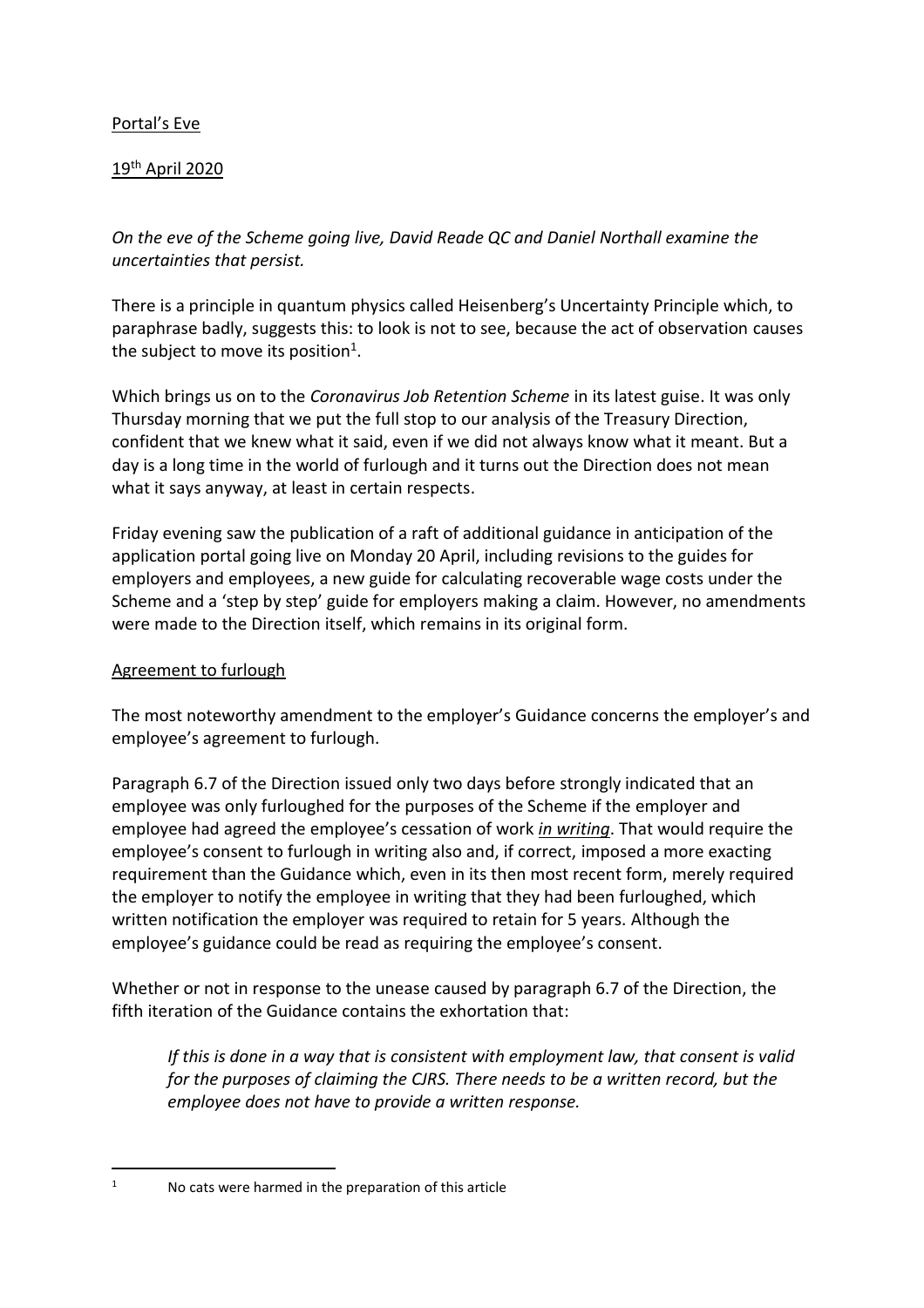<u>Portal's Eve</u>

<u>19th April 2020</u>

*On the eve of the Scheme going live, David Reade QC and Daniel Northall examine the uncertainties that persist.*

There is a principle in quantum physics called Heisenberg's Uncertainty Principle which, to paraphrase badly, suggests this: to look is not to see, because the act of observation causes the subject to move its position[1].

Which brings us on to the *Coronavirus Job Retention Scheme* in its latest guise. It was only Thursday morning that we put the full stop to our analysis of the Treasury Direction, confident that we knew what it said, even if we did not always know what it meant. But a day is a long time in the world of furlough and it turns out the Direction does not mean what it says anyway, at least in certain respects.

Friday evening saw the publication of a raft of additional guidance in anticipation of the application portal going live on Monday 20 April, including revisions to the guides for employers and employees, a new guide for calculating recoverable wage costs under the Scheme and a 'step by step' guide for employers making a claim. However, no amendments were made to the Direction itself, which remains in its original form.

<u>Agreement to furlough</u>

The most noteworthy amendment to the employer's Guidance concerns the employer's and employee's agreement to furlough.

Paragraph 6.7 of the Direction issued only two days before strongly indicated that an employee was only furloughed for the purposes of the Scheme if the employer and employee had agreed the employee's cessation of work ***<u>in writing</u>***. That would require the employee's consent to furlough in writing also and, if correct, imposed a more exacting requirement than the Guidance which, even in its then most recent form, merely required the employer to notify the employee in writing that they had been furloughed, which written notification the employer was required to retain for 5 years. Although the employee's guidance could be read as requiring the employee's consent.

Whether or not in response to the unease caused by paragraph 6.7 of the Direction, the fifth iteration of the Guidance contains the exhortation that:

> *If this is done in a way that is consistent with employment law, that consent is valid for the purposes of claiming the CJRS. There needs to be a written record, but the employee does not have to provide a written response.*

---

[1] No cats were harmed in the preparation of this article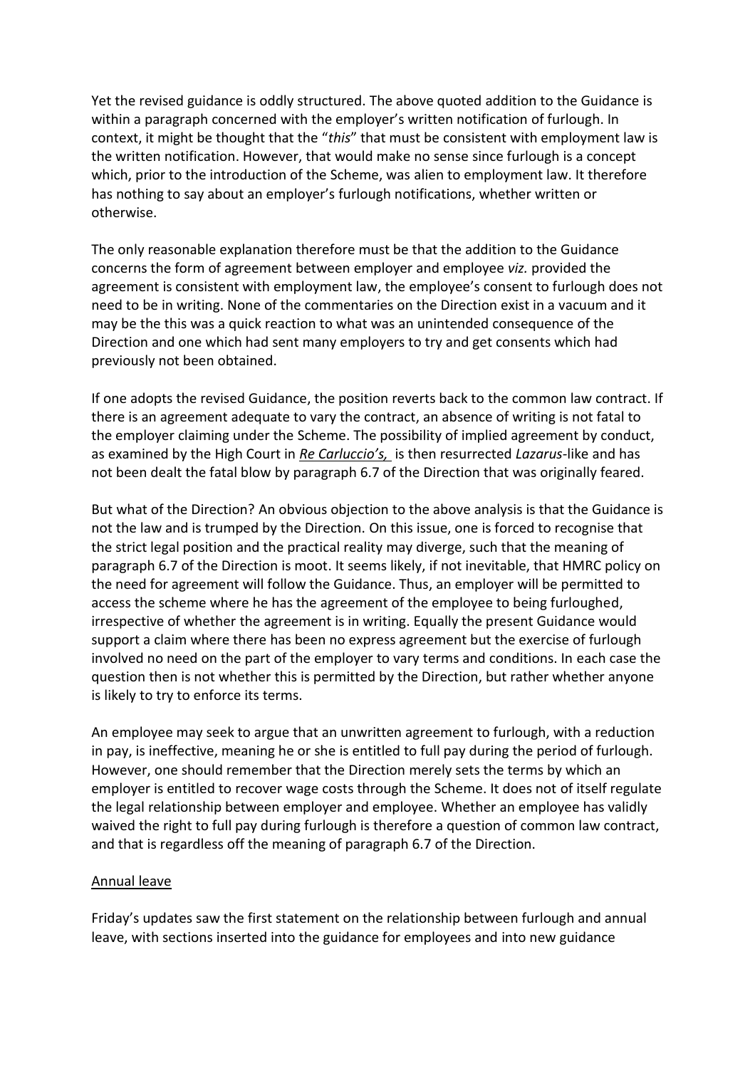Yet the revised guidance is oddly structured. The above quoted addition to the Guidance is within a paragraph concerned with the employer's written notification of furlough. In context, it might be thought that the "*this*" that must be consistent with employment law is the written notification. However, that would make no sense since furlough is a concept which, prior to the introduction of the Scheme, was alien to employment law. It therefore has nothing to say about an employer's furlough notifications, whether written or otherwise.

The only reasonable explanation therefore must be that the addition to the Guidance concerns the form of agreement between employer and employee *viz.* provided the agreement is consistent with employment law, the employee's consent to furlough does not need to be in writing. None of the commentaries on the Direction exist in a vacuum and it may be the this was a quick reaction to what was an unintended consequence of the Direction and one which had sent many employers to try and get consents which had previously not been obtained.

If one adopts the revised Guidance, the position reverts back to the common law contract. If there is an agreement adequate to vary the contract, an absence of writing is not fatal to the employer claiming under the Scheme. The possibility of implied agreement by conduct, as examined by the High Court in *Re Carluccio's,* is then resurrected *Lazarus*-like and has not been dealt the fatal blow by paragraph 6.7 of the Direction that was originally feared.

But what of the Direction? An obvious objection to the above analysis is that the Guidance is not the law and is trumped by the Direction. On this issue, one is forced to recognise that the strict legal position and the practical reality may diverge, such that the meaning of paragraph 6.7 of the Direction is moot. It seems likely, if not inevitable, that HMRC policy on the need for agreement will follow the Guidance. Thus, an employer will be permitted to access the scheme where he has the agreement of the employee to being furloughed, irrespective of whether the agreement is in writing. Equally the present Guidance would support a claim where there has been no express agreement but the exercise of furlough involved no need on the part of the employer to vary terms and conditions. In each case the question then is not whether this is permitted by the Direction, but rather whether anyone is likely to try to enforce its terms.

An employee may seek to argue that an unwritten agreement to furlough, with a reduction in pay, is ineffective, meaning he or she is entitled to full pay during the period of furlough. However, one should remember that the Direction merely sets the terms by which an employer is entitled to recover wage costs through the Scheme. It does not of itself regulate the legal relationship between employer and employee. Whether an employee has validly waived the right to full pay during furlough is therefore a question of common law contract, and that is regardless off the meaning of paragraph 6.7 of the Direction.

## Annual leave

Friday's updates saw the first statement on the relationship between furlough and annual leave, with sections inserted into the guidance for employees and into new guidance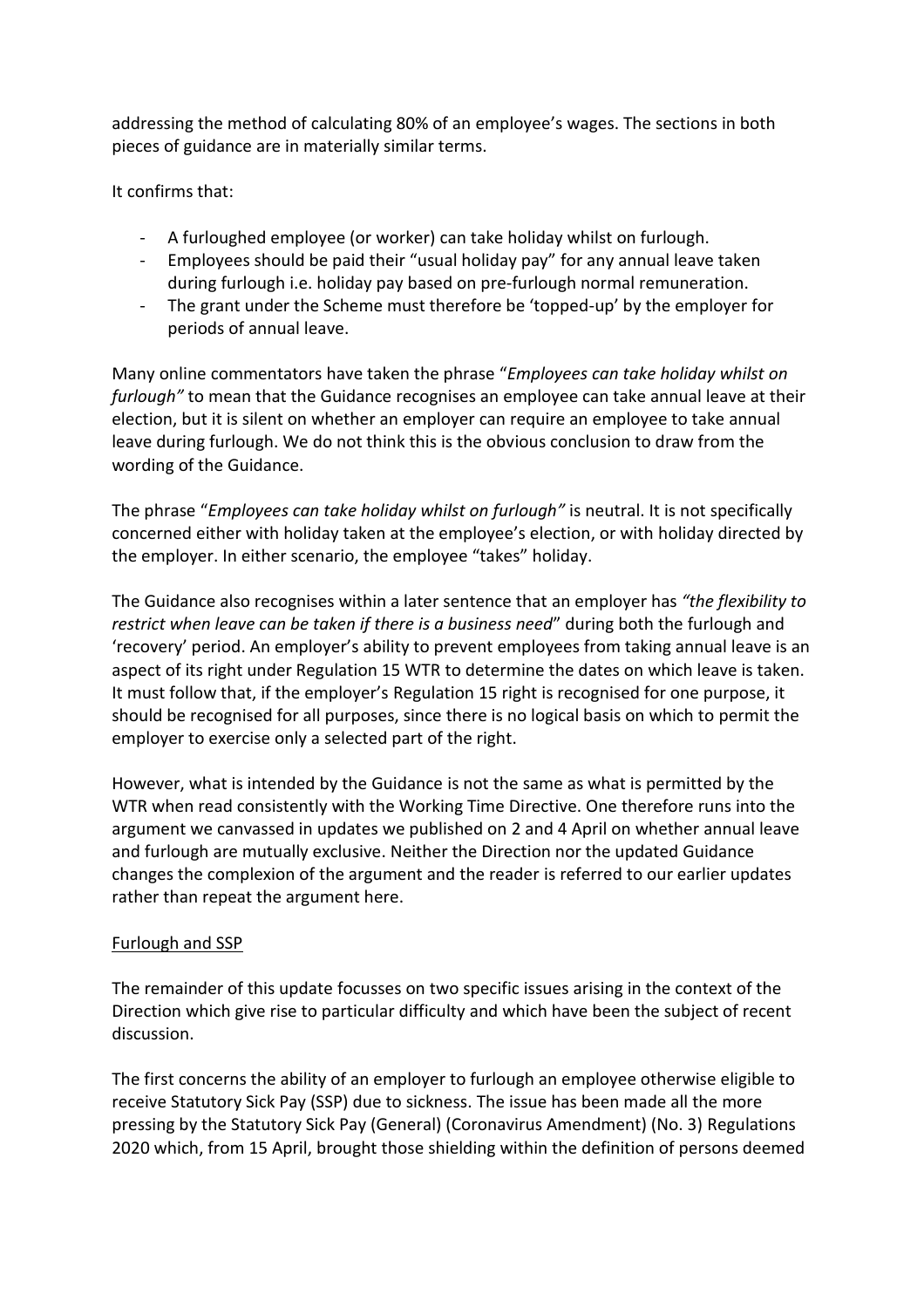addressing the method of calculating 80% of an employee's wages. The sections in both pieces of guidance are in materially similar terms.

It confirms that:

- A furloughed employee (or worker) can take holiday whilst on furlough.
- Employees should be paid their "usual holiday pay" for any annual leave taken during furlough i.e. holiday pay based on pre-furlough normal remuneration.
- The grant under the Scheme must therefore be 'topped-up' by the employer for periods of annual leave.

Many online commentators have taken the phrase "*Employees can take holiday whilst on furlough"* to mean that the Guidance recognises an employee can take annual leave at their election, but it is silent on whether an employer can require an employee to take annual leave during furlough. We do not think this is the obvious conclusion to draw from the wording of the Guidance.

The phrase "*Employees can take holiday whilst on furlough"* is neutral. It is not specifically concerned either with holiday taken at the employee's election, or with holiday directed by the employer. In either scenario, the employee "takes" holiday.

The Guidance also recognises within a later sentence that an employer has *"the flexibility to restrict when leave can be taken if there is a business need*" during both the furlough and 'recovery' period. An employer's ability to prevent employees from taking annual leave is an aspect of its right under Regulation 15 WTR to determine the dates on which leave is taken. It must follow that, if the employer's Regulation 15 right is recognised for one purpose, it should be recognised for all purposes, since there is no logical basis on which to permit the employer to exercise only a selected part of the right.

However, what is intended by the Guidance is not the same as what is permitted by the WTR when read consistently with the Working Time Directive. One therefore runs into the argument we canvassed in updates we published on 2 and 4 April on whether annual leave and furlough are mutually exclusive. Neither the Direction nor the updated Guidance changes the complexion of the argument and the reader is referred to our earlier updates rather than repeat the argument here.

<u>Furlough and SSP</u>

The remainder of this update focusses on two specific issues arising in the context of the Direction which give rise to particular difficulty and which have been the subject of recent discussion.

The first concerns the ability of an employer to furlough an employee otherwise eligible to receive Statutory Sick Pay (SSP) due to sickness. The issue has been made all the more pressing by the Statutory Sick Pay (General) (Coronavirus Amendment) (No. 3) Regulations 2020 which, from 15 April, brought those shielding within the definition of persons deemed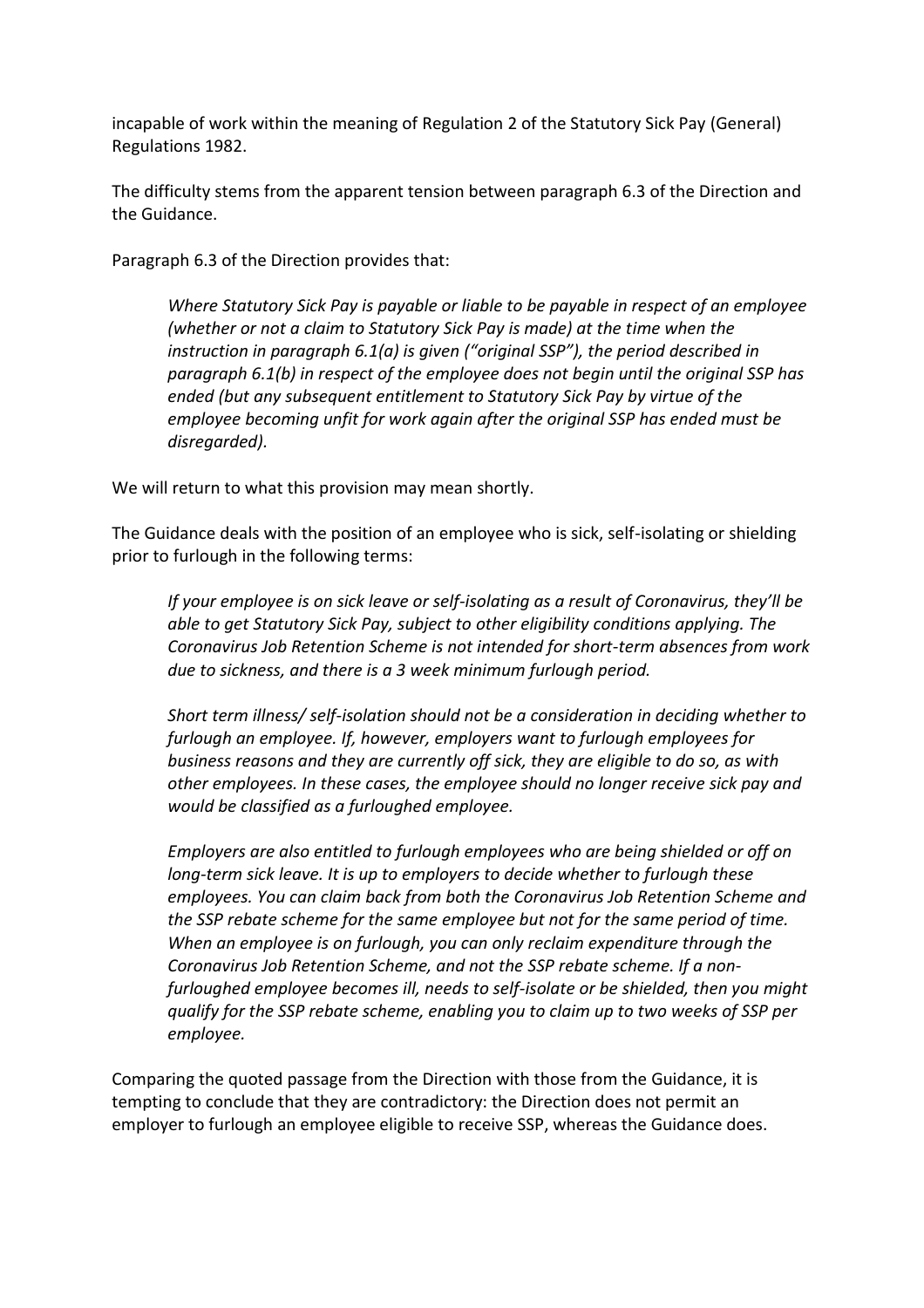incapable of work within the meaning of Regulation 2 of the Statutory Sick Pay (General) Regulations 1982.

The difficulty stems from the apparent tension between paragraph 6.3 of the Direction and the Guidance.

Paragraph 6.3 of the Direction provides that:

> *Where Statutory Sick Pay is payable or liable to be payable in respect of an employee (whether or not a claim to Statutory Sick Pay is made) at the time when the instruction in paragraph 6.1(a) is given ("original SSP"), the period described in paragraph 6.1(b) in respect of the employee does not begin until the original SSP has ended (but any subsequent entitlement to Statutory Sick Pay by virtue of the employee becoming unfit for work again after the original SSP has ended must be disregarded).*

We will return to what this provision may mean shortly.

The Guidance deals with the position of an employee who is sick, self-isolating or shielding prior to furlough in the following terms:

> *If your employee is on sick leave or self-isolating as a result of Coronavirus, they'll be able to get Statutory Sick Pay, subject to other eligibility conditions applying. The Coronavirus Job Retention Scheme is not intended for short-term absences from work due to sickness, and there is a 3 week minimum furlough period.*
>
> *Short term illness/ self-isolation should not be a consideration in deciding whether to furlough an employee. If, however, employers want to furlough employees for business reasons and they are currently off sick, they are eligible to do so, as with other employees. In these cases, the employee should no longer receive sick pay and would be classified as a furloughed employee.*
>
> *Employers are also entitled to furlough employees who are being shielded or off on long-term sick leave. It is up to employers to decide whether to furlough these employees. You can claim back from both the Coronavirus Job Retention Scheme and the SSP rebate scheme for the same employee but not for the same period of time. When an employee is on furlough, you can only reclaim expenditure through the Coronavirus Job Retention Scheme, and not the SSP rebate scheme. If a non-furloughed employee becomes ill, needs to self-isolate or be shielded, then you might qualify for the SSP rebate scheme, enabling you to claim up to two weeks of SSP per employee.*

Comparing the quoted passage from the Direction with those from the Guidance, it is tempting to conclude that they are contradictory: the Direction does not permit an employer to furlough an employee eligible to receive SSP, whereas the Guidance does.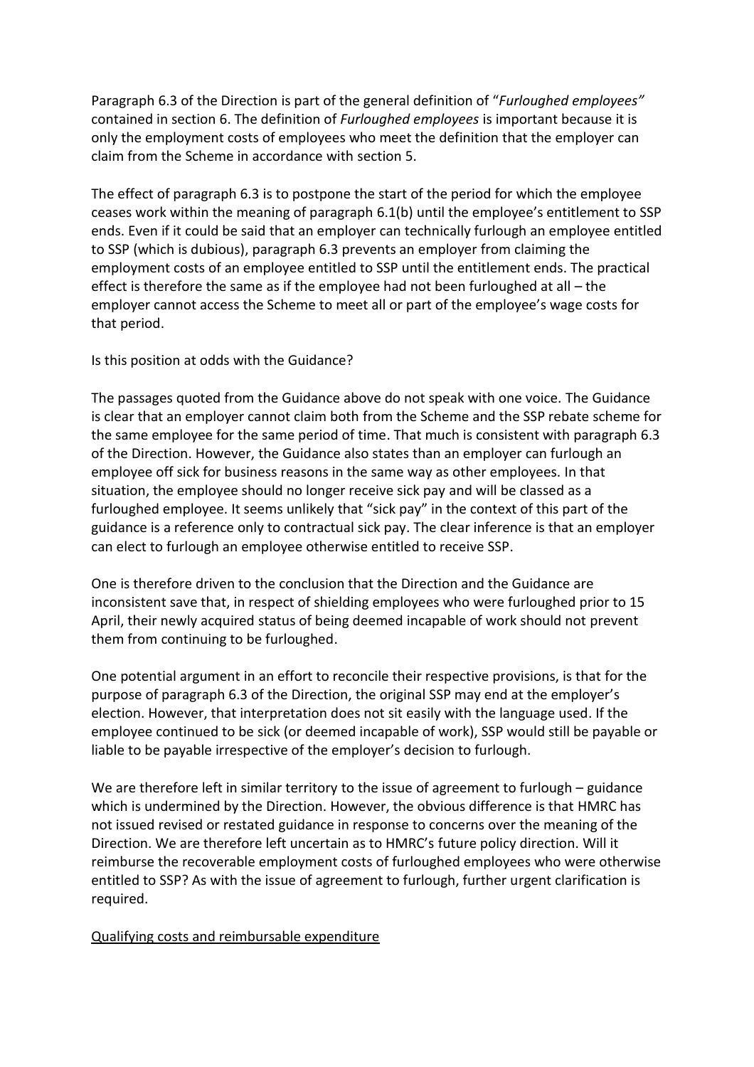Paragraph 6.3 of the Direction is part of the general definition of "*Furloughed employees"* contained in section 6. The definition of *Furloughed employees* is important because it is only the employment costs of employees who meet the definition that the employer can claim from the Scheme in accordance with section 5.

The effect of paragraph 6.3 is to postpone the start of the period for which the employee ceases work within the meaning of paragraph 6.1(b) until the employee's entitlement to SSP ends. Even if it could be said that an employer can technically furlough an employee entitled to SSP (which is dubious), paragraph 6.3 prevents an employer from claiming the employment costs of an employee entitled to SSP until the entitlement ends. The practical effect is therefore the same as if the employee had not been furloughed at all – the employer cannot access the Scheme to meet all or part of the employee's wage costs for that period.

Is this position at odds with the Guidance?

The passages quoted from the Guidance above do not speak with one voice. The Guidance is clear that an employer cannot claim both from the Scheme and the SSP rebate scheme for the same employee for the same period of time. That much is consistent with paragraph 6.3 of the Direction. However, the Guidance also states than an employer can furlough an employee off sick for business reasons in the same way as other employees. In that situation, the employee should no longer receive sick pay and will be classed as a furloughed employee. It seems unlikely that "sick pay" in the context of this part of the guidance is a reference only to contractual sick pay. The clear inference is that an employer can elect to furlough an employee otherwise entitled to receive SSP.

One is therefore driven to the conclusion that the Direction and the Guidance are inconsistent save that, in respect of shielding employees who were furloughed prior to 15 April, their newly acquired status of being deemed incapable of work should not prevent them from continuing to be furloughed.

One potential argument in an effort to reconcile their respective provisions, is that for the purpose of paragraph 6.3 of the Direction, the original SSP may end at the employer's election. However, that interpretation does not sit easily with the language used. If the employee continued to be sick (or deemed incapable of work), SSP would still be payable or liable to be payable irrespective of the employer's decision to furlough.

We are therefore left in similar territory to the issue of agreement to furlough – guidance which is undermined by the Direction. However, the obvious difference is that HMRC has not issued revised or restated guidance in response to concerns over the meaning of the Direction. We are therefore left uncertain as to HMRC's future policy direction. Will it reimburse the recoverable employment costs of furloughed employees who were otherwise entitled to SSP? As with the issue of agreement to furlough, further urgent clarification is required.

<u>Qualifying costs and reimbursable expenditure</u>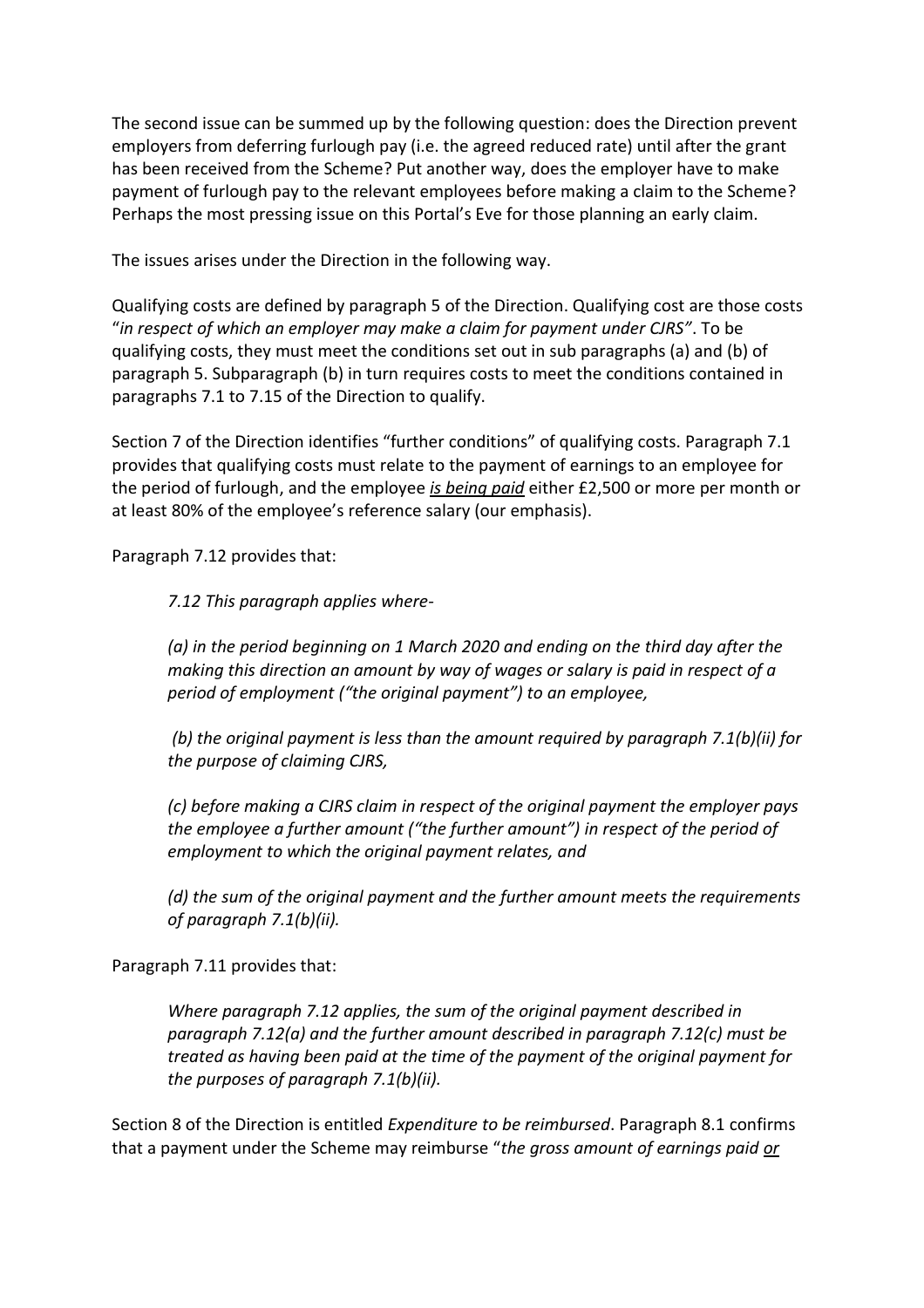The second issue can be summed up by the following question: does the Direction prevent employers from deferring furlough pay (i.e. the agreed reduced rate) until after the grant has been received from the Scheme? Put another way, does the employer have to make payment of furlough pay to the relevant employees before making a claim to the Scheme? Perhaps the most pressing issue on this Portal's Eve for those planning an early claim.

The issues arises under the Direction in the following way.

Qualifying costs are defined by paragraph 5 of the Direction. Qualifying cost are those costs "*in respect of which an employer may make a claim for payment under CJRS"*. To be qualifying costs, they must meet the conditions set out in sub paragraphs (a) and (b) of paragraph 5. Subparagraph (b) in turn requires costs to meet the conditions contained in paragraphs 7.1 to 7.15 of the Direction to qualify.

Section 7 of the Direction identifies "further conditions" of qualifying costs. Paragraph 7.1 provides that qualifying costs must relate to the payment of earnings to an employee for the period of furlough, and the employee ***is being paid*** either £2,500 or more per month or at least 80% of the employee's reference salary (our emphasis).

Paragraph 7.12 provides that:

> *7.12 This paragraph applies where-*
>
> *(a) in the period beginning on 1 March 2020 and ending on the third day after the making this direction an amount by way of wages or salary is paid in respect of a period of employment ("the original payment") to an employee,*
>
> *(b) the original payment is less than the amount required by paragraph 7.1(b)(ii) for the purpose of claiming CJRS,*
>
> *(c) before making a CJRS claim in respect of the original payment the employer pays the employee a further amount ("the further amount") in respect of the period of employment to which the original payment relates, and*
>
> *(d) the sum of the original payment and the further amount meets the requirements of paragraph 7.1(b)(ii).*

Paragraph 7.11 provides that:

> *Where paragraph 7.12 applies, the sum of the original payment described in paragraph 7.12(a) and the further amount described in paragraph 7.12(c) must be treated as having been paid at the time of the payment of the original payment for the purposes of paragraph 7.1(b)(ii).*

Section 8 of the Direction is entitled *Expenditure to be reimbursed*. Paragraph 8.1 confirms that a payment under the Scheme may reimburse "*the gross amount of earnings paid <u>or</u>*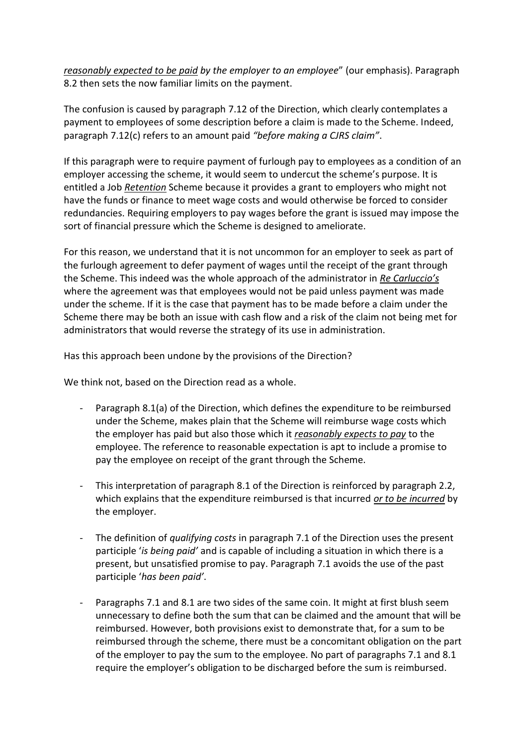*reasonably expected to be paid by the employer to an employee*" (our emphasis). Paragraph 8.2 then sets the now familiar limits on the payment.

The confusion is caused by paragraph 7.12 of the Direction, which clearly contemplates a payment to employees of some description before a claim is made to the Scheme. Indeed, paragraph 7.12(c) refers to an amount paid *"before making a CJRS claim"*.

If this paragraph were to require payment of furlough pay to employees as a condition of an employer accessing the scheme, it would seem to undercut the scheme's purpose. It is entitled a Job *Retention* Scheme because it provides a grant to employers who might not have the funds or finance to meet wage costs and would otherwise be forced to consider redundancies. Requiring employers to pay wages before the grant is issued may impose the sort of financial pressure which the Scheme is designed to ameliorate.

For this reason, we understand that it is not uncommon for an employer to seek as part of the furlough agreement to defer payment of wages until the receipt of the grant through the Scheme. This indeed was the whole approach of the administrator in *Re Carluccio's* where the agreement was that employees would not be paid unless payment was made under the scheme. If it is the case that payment has to be made before a claim under the Scheme there may be both an issue with cash flow and a risk of the claim not being met for administrators that would reverse the strategy of its use in administration.

Has this approach been undone by the provisions of the Direction?

We think not, based on the Direction read as a whole.

- Paragraph 8.1(a) of the Direction, which defines the expenditure to be reimbursed under the Scheme, makes plain that the Scheme will reimburse wage costs which the employer has paid but also those which it *reasonably expects to pay* to the employee. The reference to reasonable expectation is apt to include a promise to pay the employee on receipt of the grant through the Scheme.
- This interpretation of paragraph 8.1 of the Direction is reinforced by paragraph 2.2, which explains that the expenditure reimbursed is that incurred ***or to be incurred*** by the employer.
- The definition of *qualifying costs* in paragraph 7.1 of the Direction uses the present participle '*is being paid'* and is capable of including a situation in which there is a present, but unsatisfied promise to pay. Paragraph 7.1 avoids the use of the past participle '*has been paid'*.
- Paragraphs 7.1 and 8.1 are two sides of the same coin. It might at first blush seem unnecessary to define both the sum that can be claimed and the amount that will be reimbursed. However, both provisions exist to demonstrate that, for a sum to be reimbursed through the scheme, there must be a concomitant obligation on the part of the employer to pay the sum to the employee. No part of paragraphs 7.1 and 8.1 require the employer's obligation to be discharged before the sum is reimbursed.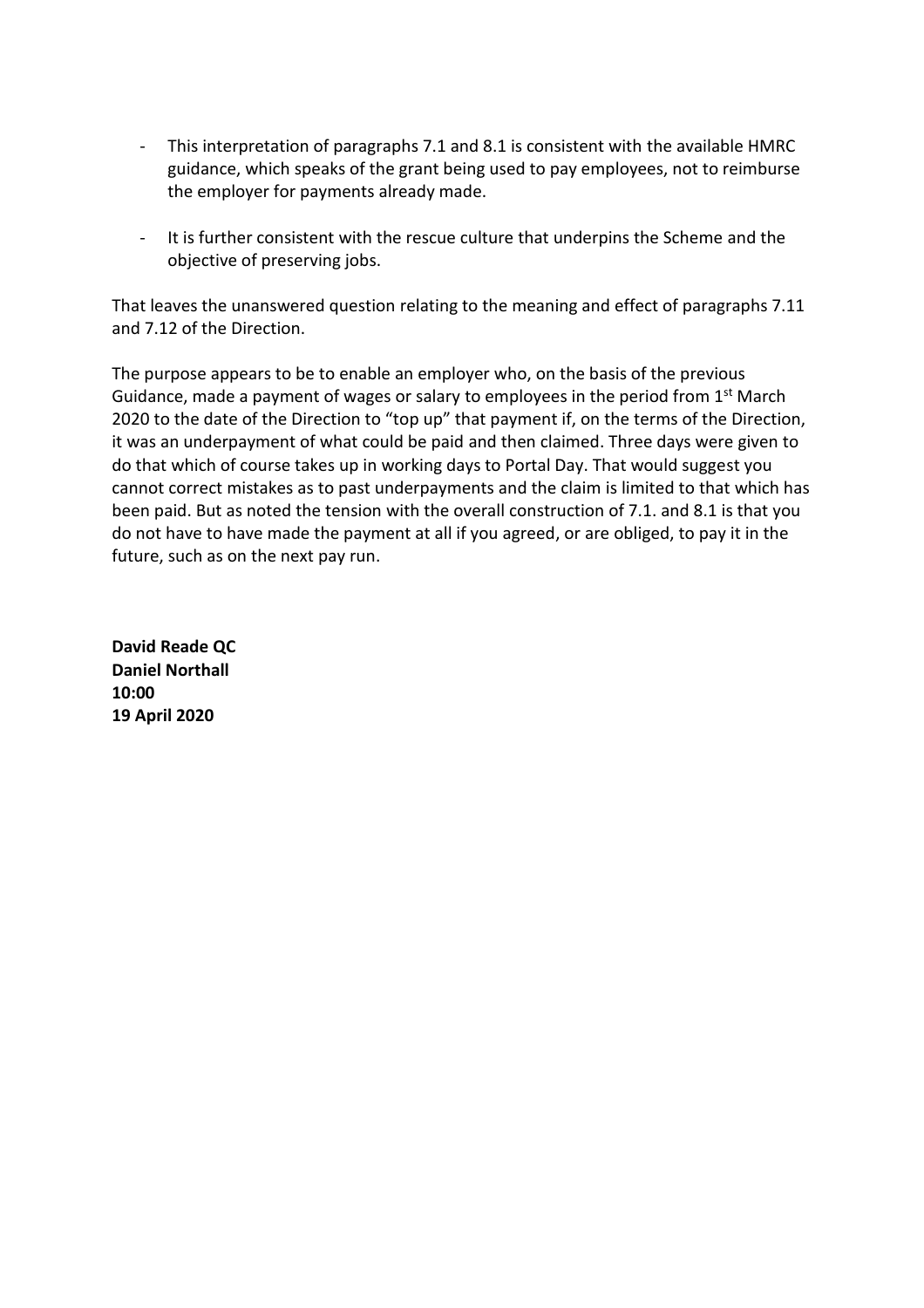- This interpretation of paragraphs 7.1 and 8.1 is consistent with the available HMRC guidance, which speaks of the grant being used to pay employees, not to reimburse the employer for payments already made.

- It is further consistent with the rescue culture that underpins the Scheme and the objective of preserving jobs.

That leaves the unanswered question relating to the meaning and effect of paragraphs 7.11 and 7.12 of the Direction.

The purpose appears to be to enable an employer who, on the basis of the previous Guidance, made a payment of wages or salary to employees in the period from 1st March 2020 to the date of the Direction to "top up" that payment if, on the terms of the Direction, it was an underpayment of what could be paid and then claimed. Three days were given to do that which of course takes up in working days to Portal Day. That would suggest you cannot correct mistakes as to past underpayments and the claim is limited to that which has been paid. But as noted the tension with the overall construction of 7.1. and 8.1 is that you do not have to have made the payment at all if you agreed, or are obliged, to pay it in the future, such as on the next pay run.

**David Reade QC**
**Daniel Northall**
**10:00**
**19 April 2020**